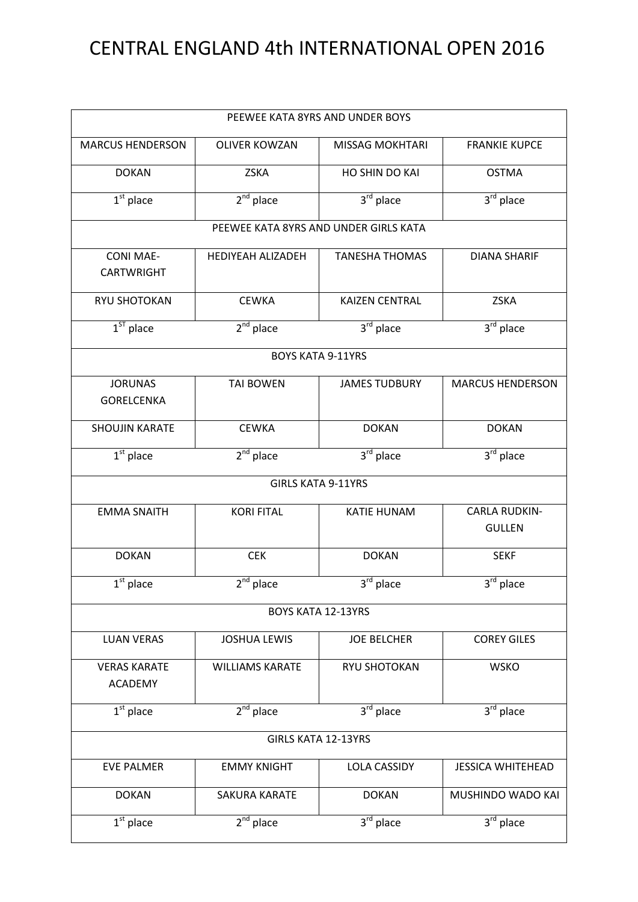# CENTRAL ENGLAND 4th INTERNATIONAL OPEN 2016

| PEEWEE KATA 8YRS AND UNDER BOYS | | | |
|---|---|---|---|
| MARCUS HENDERSON | OLIVER KOWZAN | MISSAG MOKHTARI | FRANKIE KUPCE |
| DOKAN | ZSKA | HO SHIN DO KAI | OSTMA |
| 1st place | 2nd place | 3rd place | 3rd place |
| PEEWEE KATA 8YRS AND UNDER GIRLS KATA | | | |
| CONI MAE-CARTWRIGHT | HEDIYEAH ALIZADEH | TANESHA THOMAS | DIANA SHARIF |
| RYU SHOTOKAN | CEWKA | KAIZEN CENTRAL | ZSKA |
| 1ST place | 2nd place | 3rd place | 3rd place |
| BOYS KATA 9-11YRS | | | |
| JORUNAS GORELCENKA | TAI BOWEN | JAMES TUDBURY | MARCUS HENDERSON |
| SHOUJIN KARATE | CEWKA | DOKAN | DOKAN |
| 1st place | 2nd place | 3rd place | 3rd place |
| GIRLS KATA 9-11YRS | | | |
| EMMA SNAITH | KORI FITAL | KATIE HUNAM | CARLA RUDKIN-GULLEN |
| DOKAN | CEK | DOKAN | SEKF |
| 1st place | 2nd place | 3rd place | 3rd place |
| BOYS KATA 12-13YRS | | | |
| LUAN VERAS | JOSHUA LEWIS | JOE BELCHER | COREY GILES |
| VERAS KARATE ACADEMY | WILLIAMS KARATE | RYU SHOTOKAN | WSKO |
| 1st place | 2nd place | 3rd place | 3rd place |
| GIRLS KATA 12-13YRS | | | |
| EVE PALMER | EMMY KNIGHT | LOLA CASSIDY | JESSICA WHITEHEAD |
| DOKAN | SAKURA KARATE | DOKAN | MUSHINDO WADO KAI |
| 1st place | 2nd place | 3rd place | 3rd place |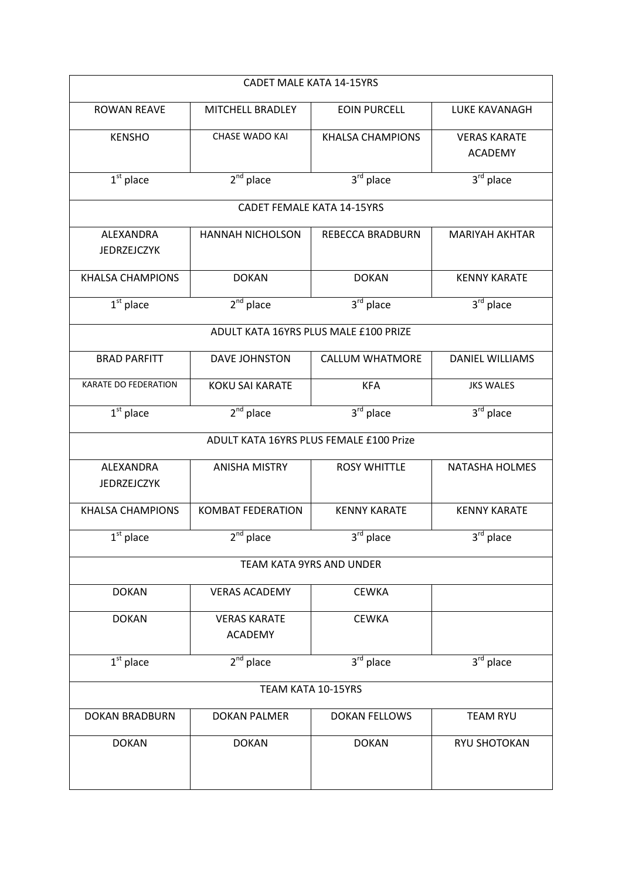| CADET MALE KATA 14-15YRS | | | |
|---|---|---|---|
| ROWAN REAVE | MITCHELL BRADLEY | EOIN PURCELL | LUKE KAVANAGH |
| KENSHO | CHASE WADO KAI | KHALSA CHAMPIONS | VERAS KARATE ACADEMY |
| 1st place | 2nd place | 3rd place | 3rd place |
| CADET FEMALE KATA 14-15YRS | | | |
| ALEXANDRA JEDRZEJCZYK | HANNAH NICHOLSON | REBECCA BRADBURN | MARIYAH AKHTAR |
| KHALSA CHAMPIONS | DOKAN | DOKAN | KENNY KARATE |
| 1st place | 2nd place | 3rd place | 3rd place |
| ADULT KATA 16YRS PLUS MALE £100 PRIZE | | | |
| BRAD PARFITT | DAVE JOHNSTON | CALLUM WHATMORE | DANIEL WILLIAMS |
| KARATE DO FEDERATION | KOKU SAI KARATE | KFA | JKS WALES |
| 1st place | 2nd place | 3rd place | 3rd place |
| ADULT KATA 16YRS PLUS FEMALE £100 Prize | | | |
| ALEXANDRA JEDRZEJCZYK | ANISHA MISTRY | ROSY WHITTLE | NATASHA HOLMES |
| KHALSA CHAMPIONS | KOMBAT FEDERATION | KENNY KARATE | KENNY KARATE |
| 1st place | 2nd place | 3rd place | 3rd place |
| TEAM KATA 9YRS AND UNDER | | | |
| DOKAN | VERAS ACADEMY | CEWKA | |
| DOKAN | VERAS KARATE ACADEMY | CEWKA | |
| 1st place | 2nd place | 3rd place | 3rd place |
| TEAM KATA 10-15YRS | | | |
| DOKAN BRADBURN | DOKAN PALMER | DOKAN FELLOWS | TEAM RYU |
| DOKAN | DOKAN | DOKAN | RYU SHOTOKAN |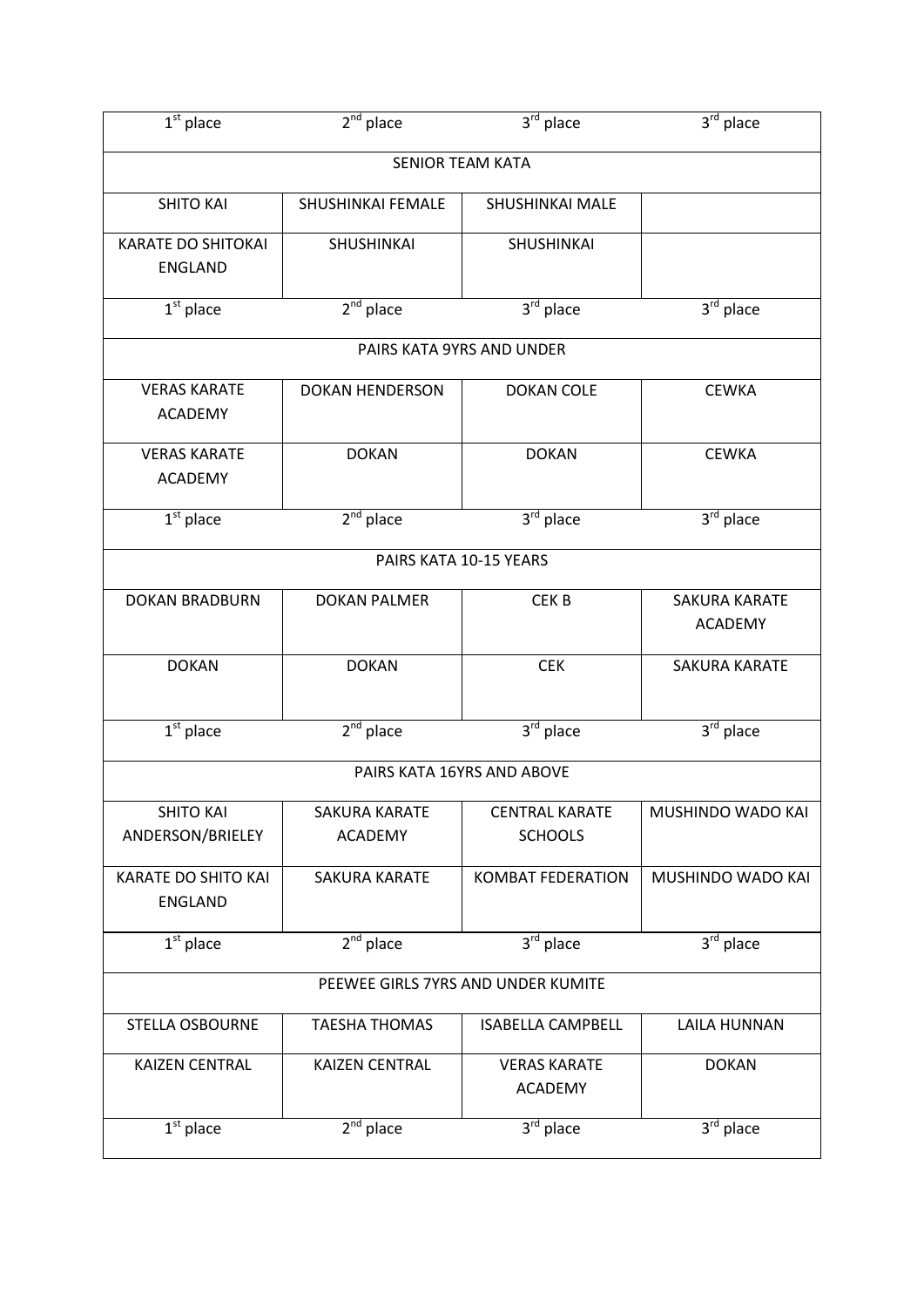| 1st place | 2nd place | 3rd place | 3rd place |
|---|---|---|---|
| SENIOR TEAM KATA | | | |
| SHITO KAI | SHUSHINKAI FEMALE | SHUSHINKAI MALE | |
| KARATE DO SHITOKAI ENGLAND | SHUSHINKAI | SHUSHINKAI | |
| 1st place | 2nd place | 3rd place | 3rd place |
| PAIRS KATA 9YRS AND UNDER | | | |
| VERAS KARATE ACADEMY | DOKAN HENDERSON | DOKAN COLE | CEWKA |
| VERAS KARATE ACADEMY | DOKAN | DOKAN | CEWKA |
| 1st place | 2nd place | 3rd place | 3rd place |
| PAIRS KATA 10-15 YEARS | | | |
| DOKAN BRADBURN | DOKAN PALMER | CEK B | SAKURA KARATE ACADEMY |
| DOKAN | DOKAN | CEK | SAKURA KARATE |
| 1st place | 2nd place | 3rd place | 3rd place |
| PAIRS KATA 16YRS AND ABOVE | | | |
| SHITO KAI ANDERSON/BRIELEY | SAKURA KARATE ACADEMY | CENTRAL KARATE SCHOOLS | MUSHINDO WADO KAI |
| KARATE DO SHITO KAI ENGLAND | SAKURA KARATE | KOMBAT FEDERATION | MUSHINDO WADO KAI |
| 1st place | 2nd place | 3rd place | 3rd place |
| PEEWEE GIRLS 7YRS AND UNDER KUMITE | | | |
| STELLA OSBOURNE | TAESHA THOMAS | ISABELLA CAMPBELL | LAILA HUNNAN |
| KAIZEN CENTRAL | KAIZEN CENTRAL | VERAS KARATE ACADEMY | DOKAN |
| 1st place | 2nd place | 3rd place | 3rd place |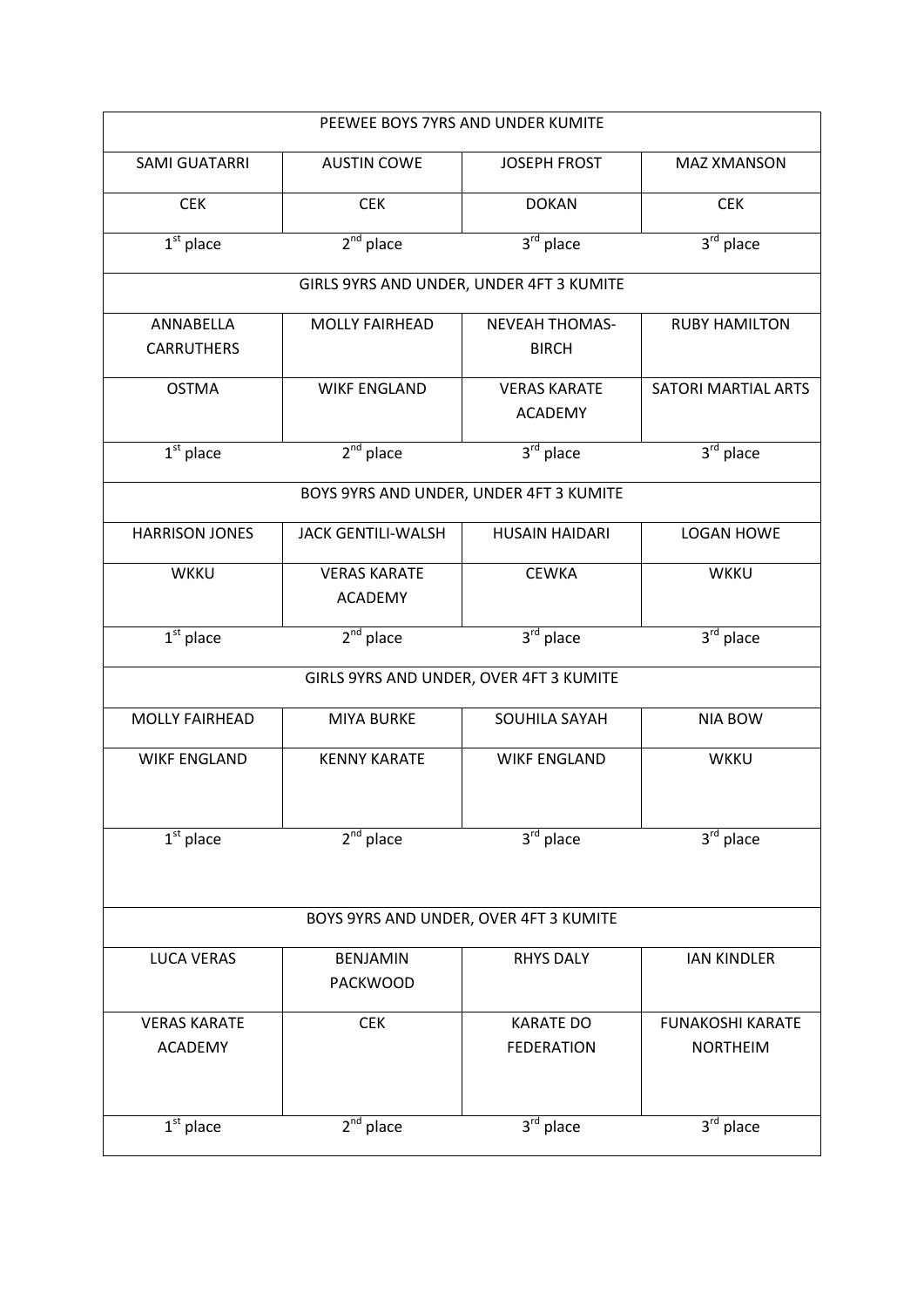| PEEWEE BOYS 7YRS AND UNDER KUMITE | | | |
|---|---|---|---|
| SAMI GUATARRI | AUSTIN COWE | JOSEPH FROST | MAZ XMANSON |
| CEK | CEK | DOKAN | CEK |
| 1st place | 2nd place | 3rd place | 3rd place |
| GIRLS 9YRS AND UNDER, UNDER 4FT 3 KUMITE | | | |
| ANNABELLA CARRUTHERS | MOLLY FAIRHEAD | NEVEAH THOMAS-BIRCH | RUBY HAMILTON |
| OSTMA | WIKF ENGLAND | VERAS KARATE ACADEMY | SATORI MARTIAL ARTS |
| 1st place | 2nd place | 3rd place | 3rd place |
| BOYS 9YRS AND UNDER, UNDER 4FT 3 KUMITE | | | |
| HARRISON JONES | JACK GENTILI-WALSH | HUSAIN HAIDARI | LOGAN HOWE |
| WKKU | VERAS KARATE ACADEMY | CEWKA | WKKU |
| 1st place | 2nd place | 3rd place | 3rd place |
| GIRLS 9YRS AND UNDER, OVER 4FT 3 KUMITE | | | |
| MOLLY FAIRHEAD | MIYA BURKE | SOUHILA SAYAH | NIA BOW |
| WIKF ENGLAND | KENNY KARATE | WIKF ENGLAND | WKKU |
| 1st place | 2nd place | 3rd place | 3rd place |
| BOYS 9YRS AND UNDER, OVER 4FT 3 KUMITE | | | |
| LUCA VERAS | BENJAMIN PACKWOOD | RHYS DALY | IAN KINDLER |
| VERAS KARATE ACADEMY | CEK | KARATE DO FEDERATION | FUNAKOSHI KARATE NORTHEIM |
| 1st place | 2nd place | 3rd place | 3rd place |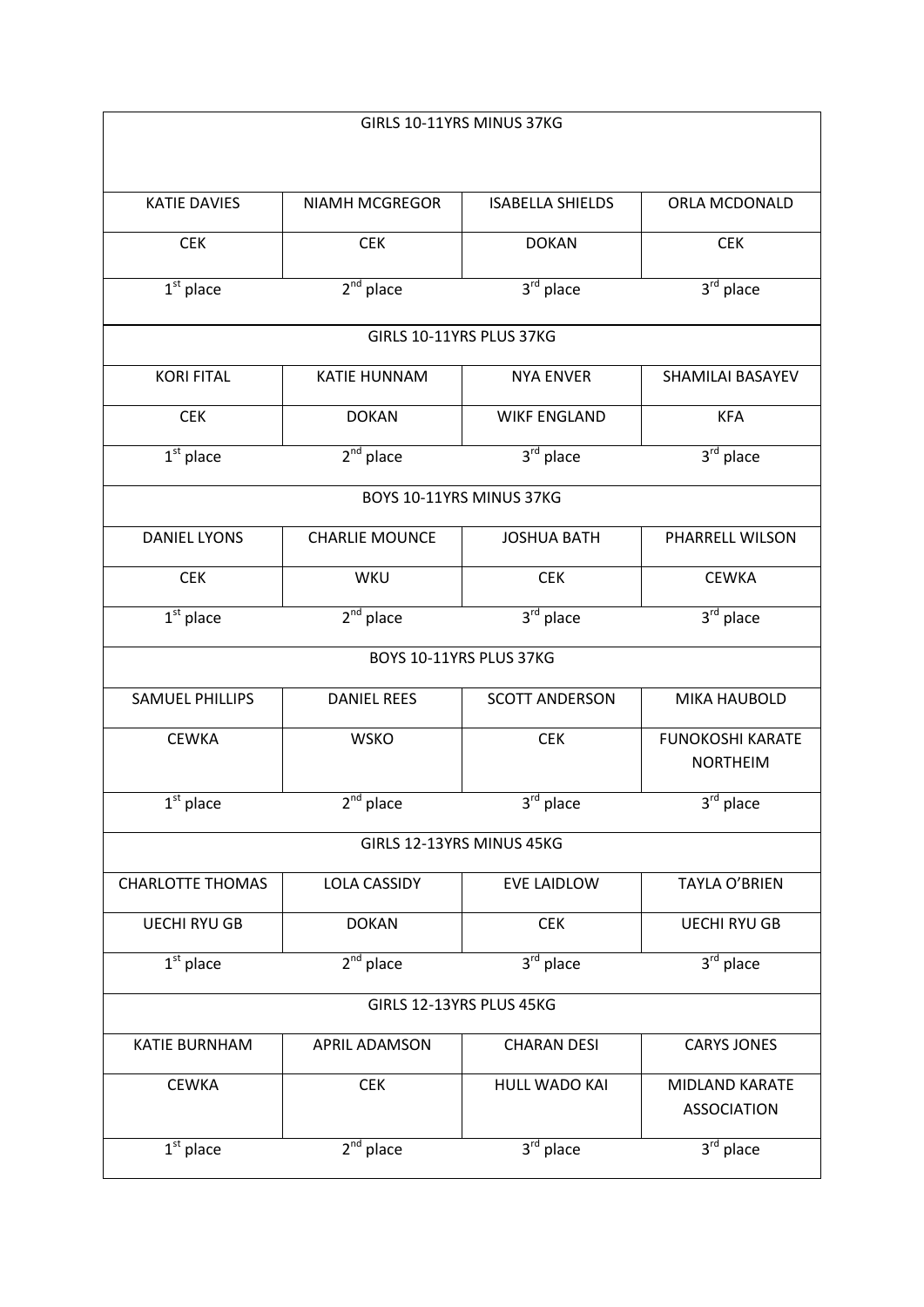| GIRLS 10-11YRS MINUS 37KG | | | |
|---|---|---|---|
| KATIE DAVIES | NIAMH MCGREGOR | ISABELLA SHIELDS | ORLA MCDONALD |
| CEK | CEK | DOKAN | CEK |
| 1st place | 2nd place | 3rd place | 3rd place |
| GIRLS 10-11YRS PLUS 37KG | | | |
| KORI FITAL | KATIE HUNNAM | NYA ENVER | SHAMILAI BASAYEV |
| CEK | DOKAN | WIKF ENGLAND | KFA |
| 1st place | 2nd place | 3rd place | 3rd place |
| BOYS 10-11YRS MINUS 37KG | | | |
| DANIEL LYONS | CHARLIE MOUNCE | JOSHUA BATH | PHARRELL WILSON |
| CEK | WKU | CEK | CEWKA |
| 1st place | 2nd place | 3rd place | 3rd place |
| BOYS 10-11YRS PLUS 37KG | | | |
| SAMUEL PHILLIPS | DANIEL REES | SCOTT ANDERSON | MIKA HAUBOLD |
| CEWKA | WSKO | CEK | FUNOKOSHI KARATE NORTHEIM |
| 1st place | 2nd place | 3rd place | 3rd place |
| GIRLS 12-13YRS MINUS 45KG | | | |
| CHARLOTTE THOMAS | LOLA CASSIDY | EVE LAIDLOW | TAYLA O'BRIEN |
| UECHI RYU GB | DOKAN | CEK | UECHI RYU GB |
| 1st place | 2nd place | 3rd place | 3rd place |
| GIRLS 12-13YRS PLUS 45KG | | | |
| KATIE BURNHAM | APRIL ADAMSON | CHARAN DESI | CARYS JONES |
| CEWKA | CEK | HULL WADO KAI | MIDLAND KARATE ASSOCIATION |
| 1st place | 2nd place | 3rd place | 3rd place |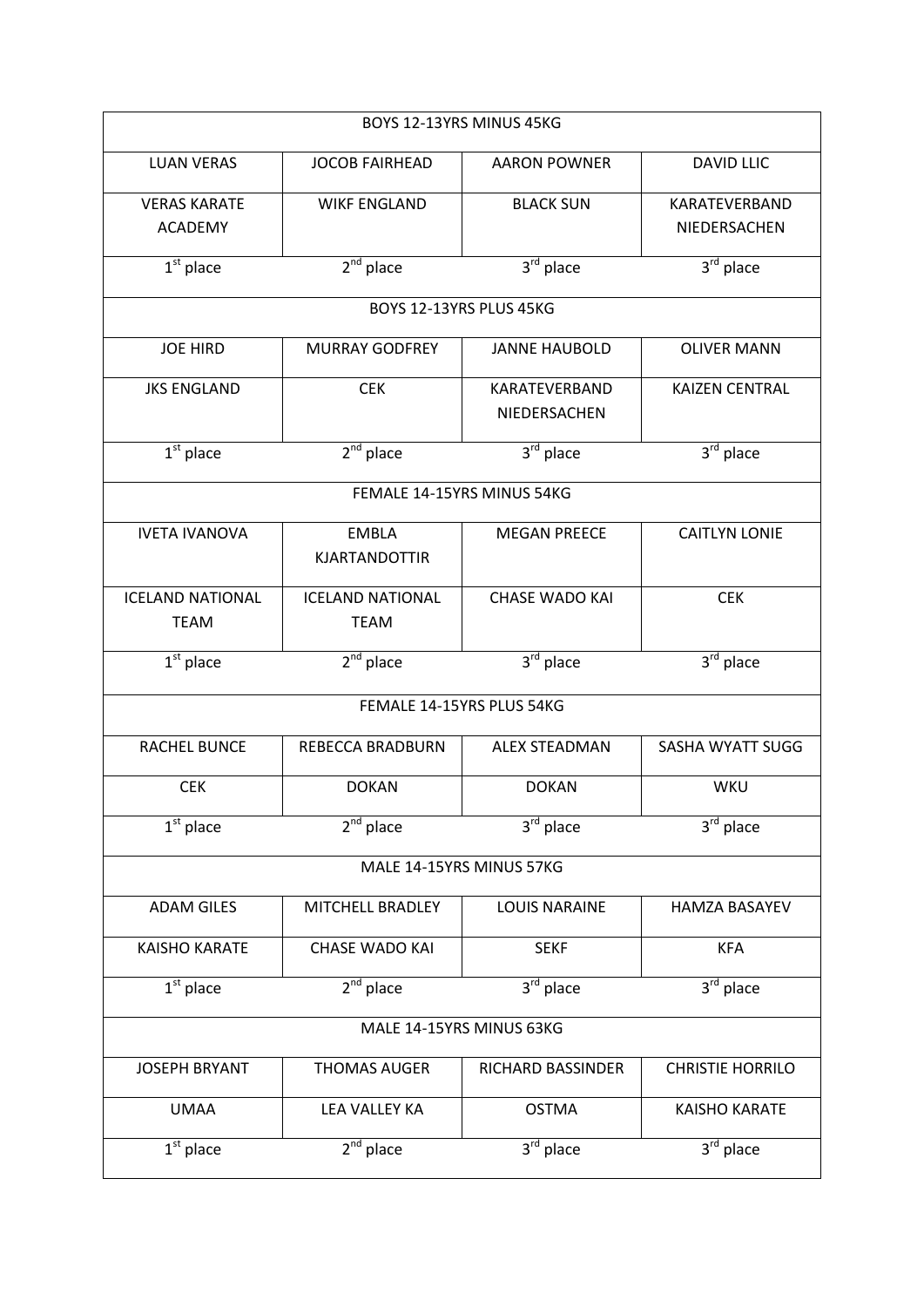| BOYS 12-13YRS MINUS 45KG | | | |
|---|---|---|---|
| LUAN VERAS | JOCOB FAIRHEAD | AARON POWNER | DAVID LLIC |
| VERAS KARATE ACADEMY | WIKF ENGLAND | BLACK SUN | KARATEVERBAND NIEDERSACHEN |
| 1st place | 2nd place | 3rd place | 3rd place |
| BOYS 12-13YRS PLUS 45KG | | | |
| JOE HIRD | MURRAY GODFREY | JANNE HAUBOLD | OLIVER MANN |
| JKS ENGLAND | CEK | KARATEVERBAND NIEDERSACHEN | KAIZEN CENTRAL |
| 1st place | 2nd place | 3rd place | 3rd place |
| FEMALE 14-15YRS MINUS 54KG | | | |
| IVETA IVANOVA | EMBLA KJARTANDOTTIR | MEGAN PREECE | CAITLYN LONIE |
| ICELAND NATIONAL TEAM | ICELAND NATIONAL TEAM | CHASE WADO KAI | CEK |
| 1st place | 2nd place | 3rd place | 3rd place |
| FEMALE 14-15YRS PLUS 54KG | | | |
| RACHEL BUNCE | REBECCA BRADBURN | ALEX STEADMAN | SASHA WYATT SUGG |
| CEK | DOKAN | DOKAN | WKU |
| 1st place | 2nd place | 3rd place | 3rd place |
| MALE 14-15YRS MINUS 57KG | | | |
| ADAM GILES | MITCHELL BRADLEY | LOUIS NARAINE | HAMZA BASAYEV |
| KAISHO KARATE | CHASE WADO KAI | SEKF | KFA |
| 1st place | 2nd place | 3rd place | 3rd place |
| MALE 14-15YRS MINUS 63KG | | | |
| JOSEPH BRYANT | THOMAS AUGER | RICHARD BASSINDER | CHRISTIE HORRILO |
| UMAA | LEA VALLEY KA | OSTMA | KAISHO KARATE |
| 1st place | 2nd place | 3rd place | 3rd place |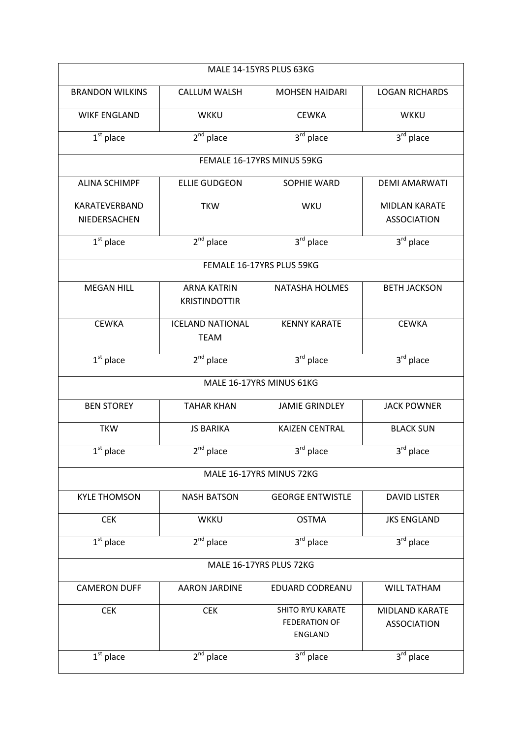| MALE 14-15YRS PLUS 63KG | | | |
|---|---|---|---|
| BRANDON WILKINS | CALLUM WALSH | MOHSEN HAIDARI | LOGAN RICHARDS |
| WIKF ENGLAND | WKKU | CEWKA | WKKU |
| 1st place | 2nd place | 3rd place | 3rd place |
| FEMALE 16-17YRS MINUS 59KG | | | |
| ALINA SCHIMPF | ELLIE GUDGEON | SOPHIE WARD | DEMI AMARWATI |
| KARATEVERBAND NIEDERSACHEN | TKW | WKU | MIDLAN KARATE ASSOCIATION |
| 1st place | 2nd place | 3rd place | 3rd place |
| FEMALE 16-17YRS PLUS 59KG | | | |
| MEGAN HILL | ARNA KATRIN KRISTINDOTTIR | NATASHA HOLMES | BETH JACKSON |
| CEWKA | ICELAND NATIONAL TEAM | KENNY KARATE | CEWKA |
| 1st place | 2nd place | 3rd place | 3rd place |
| MALE 16-17YRS MINUS 61KG | | | |
| BEN STOREY | TAHAR KHAN | JAMIE GRINDLEY | JACK POWNER |
| TKW | JS BARIKA | KAIZEN CENTRAL | BLACK SUN |
| 1st place | 2nd place | 3rd place | 3rd place |
| MALE 16-17YRS MINUS 72KG | | | |
| KYLE THOMSON | NASH BATSON | GEORGE ENTWISTLE | DAVID LISTER |
| CEK | WKKU | OSTMA | JKS ENGLAND |
| 1st place | 2nd place | 3rd place | 3rd place |
| MALE 16-17YRS PLUS 72KG | | | |
| CAMERON DUFF | AARON JARDINE | EDUARD CODREANU | WILL TATHAM |
| CEK | CEK | SHITO RYU KARATE FEDERATION OF ENGLAND | MIDLAND KARATE ASSOCIATION |
| 1st place | 2nd place | 3rd place | 3rd place |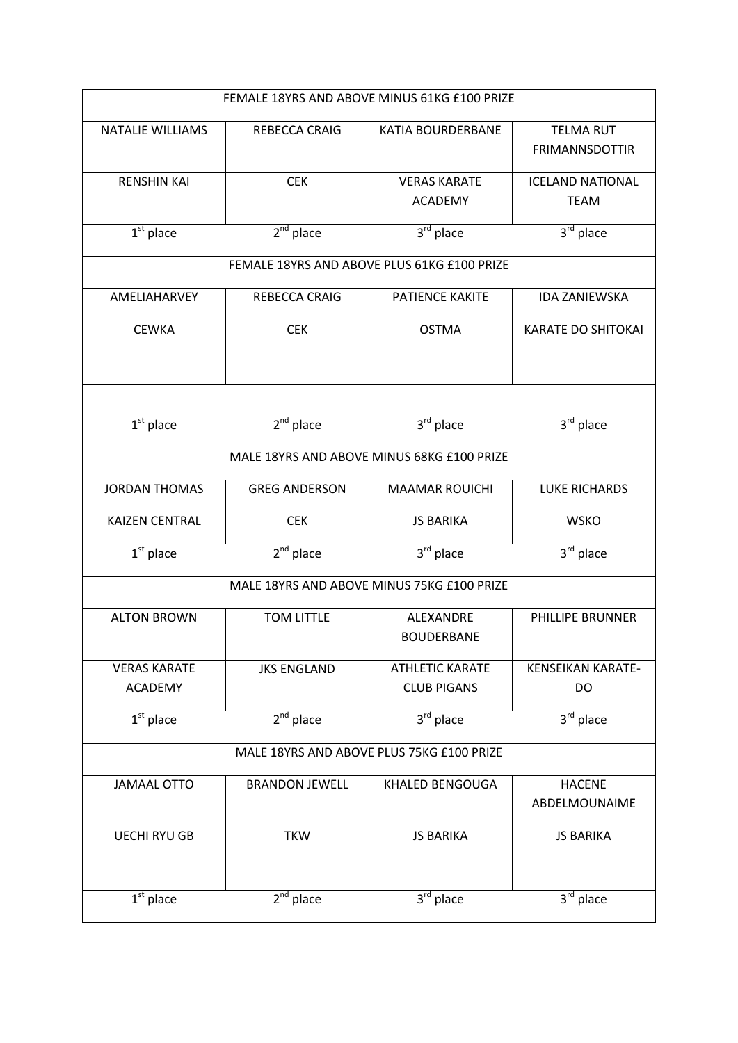| FEMALE 18YRS AND ABOVE MINUS 61KG £100 PRIZE | | | |
|---|---|---|---|
| NATALIE WILLIAMS | REBECCA CRAIG | KATIA BOURDERBANE | TELMA RUT FRIMANNSDOTTIR |
| RENSHIN KAI | CEK | VERAS KARATE ACADEMY | ICELAND NATIONAL TEAM |
| 1st place | 2nd place | 3rd place | 3rd place |

| FEMALE 18YRS AND ABOVE PLUS 61KG £100 PRIZE | | | |
|---|---|---|---|
| AMELIAHARVEY | REBECCA CRAIG | PATIENCE KAKITE | IDA ZANIEWSKA |
| CEWKA | CEK | OSTMA | KARATE DO SHITOKAI |
| 1st place | 2nd place | 3rd place | 3rd place |

| MALE 18YRS AND ABOVE MINUS 68KG £100 PRIZE | | | |
|---|---|---|---|
| JORDAN THOMAS | GREG ANDERSON | MAAMAR ROUICHI | LUKE RICHARDS |
| KAIZEN CENTRAL | CEK | JS BARIKA | WSKO |
| 1st place | 2nd place | 3rd place | 3rd place |

| MALE 18YRS AND ABOVE MINUS 75KG £100 PRIZE | | | |
|---|---|---|---|
| ALTON BROWN | TOM LITTLE | ALEXANDRE BOUDERBANE | PHILLIPE BRUNNER |
| VERAS KARATE ACADEMY | JKS ENGLAND | ATHLETIC KARATE CLUB PIGANS | KENSEIKAN KARATE-DO |
| 1st place | 2nd place | 3rd place | 3rd place |

| MALE 18YRS AND ABOVE PLUS 75KG £100 PRIZE | | | |
|---|---|---|---|
| JAMAAL OTTO | BRANDON JEWELL | KHALED BENGOUGA | HACENE ABDELMOUNAIME |
| UECHI RYU GB | TKW | JS BARIKA | JS BARIKA |
| 1st place | 2nd place | 3rd place | 3rd place |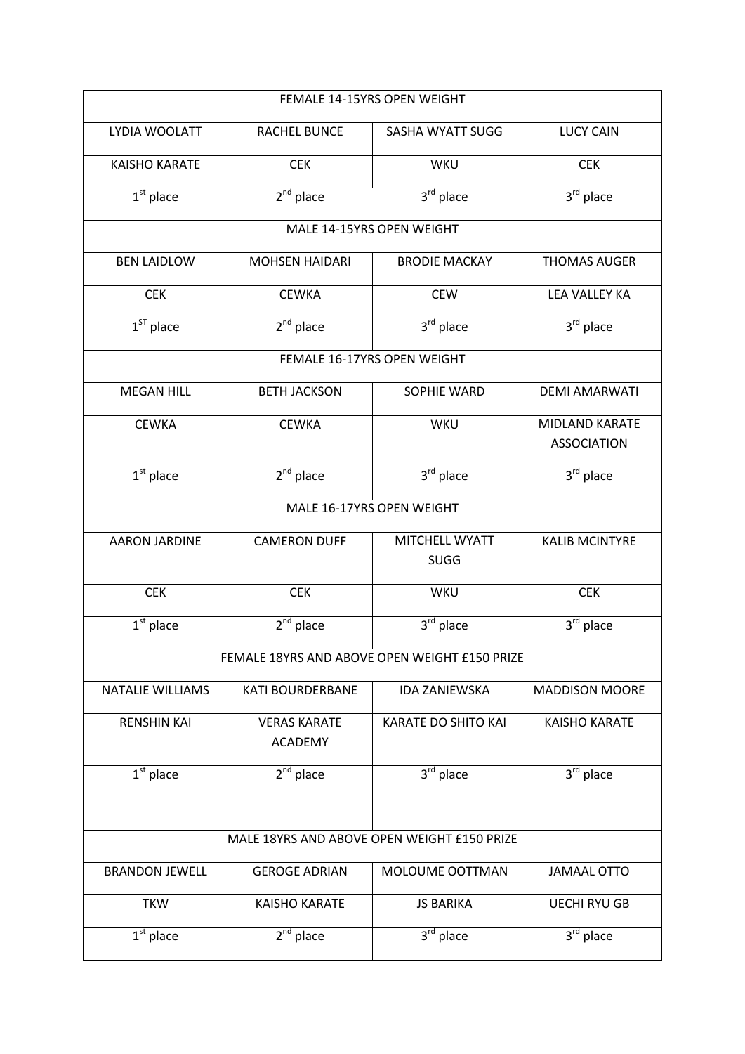| FEMALE 14-15YRS OPEN WEIGHT | | | |
|---|---|---|---|
| LYDIA WOOLATT | RACHEL BUNCE | SASHA WYATT SUGG | LUCY CAIN |
| KAISHO KARATE | CEK | WKU | CEK |
| 1st place | 2nd place | 3rd place | 3rd place |
| MALE 14-15YRS OPEN WEIGHT | | | |
| BEN LAIDLOW | MOHSEN HAIDARI | BRODIE MACKAY | THOMAS AUGER |
| CEK | CEWKA | CEW | LEA VALLEY KA |
| 1ST place | 2nd place | 3rd place | 3rd place |
| FEMALE 16-17YRS OPEN WEIGHT | | | |
| MEGAN HILL | BETH JACKSON | SOPHIE WARD | DEMI AMARWATI |
| CEWKA | CEWKA | WKU | MIDLAND KARATE ASSOCIATION |
| 1st place | 2nd place | 3rd place | 3rd place |
| MALE 16-17YRS OPEN WEIGHT | | | |
| AARON JARDINE | CAMERON DUFF | MITCHELL WYATT SUGG | KALIB MCINTYRE |
| CEK | CEK | WKU | CEK |
| 1st place | 2nd place | 3rd place | 3rd place |
| FEMALE 18YRS AND ABOVE OPEN WEIGHT £150 PRIZE | | | |
| NATALIE WILLIAMS | KATI BOURDERBANE | IDA ZANIEWSKA | MADDISON MOORE |
| RENSHIN KAI | VERAS KARATE ACADEMY | KARATE DO SHITO KAI | KAISHO KARATE |
| 1st place | 2nd place | 3rd place | 3rd place |
| MALE 18YRS AND ABOVE OPEN WEIGHT £150 PRIZE | | | |
| BRANDON JEWELL | GEROGE ADRIAN | MOLOUME OOTTMAN | JAMAAL OTTO |
| TKW | KAISHO KARATE | JS BARIKA | UECHI RYU GB |
| 1st place | 2nd place | 3rd place | 3rd place |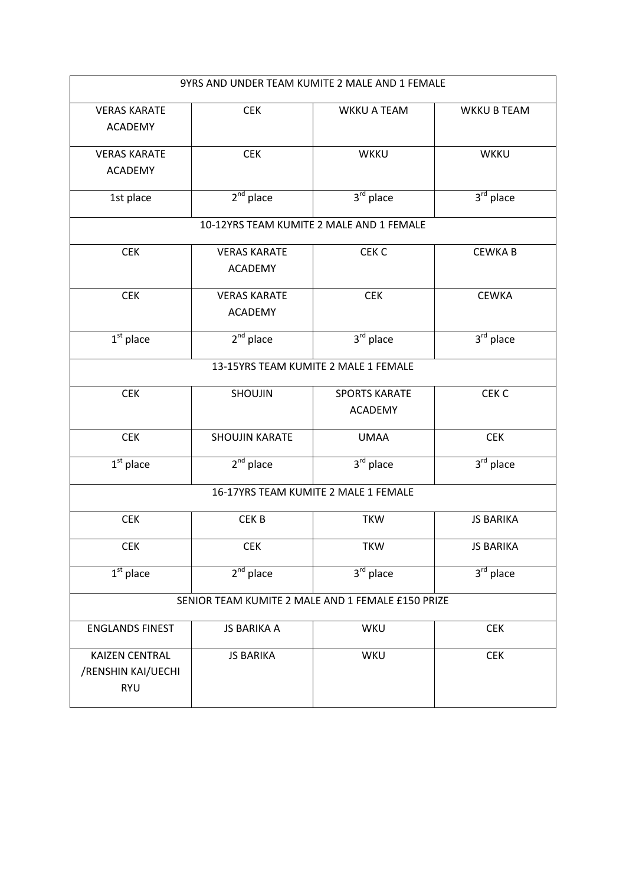| | | | |
|---|---|---|---|
| 9YRS AND UNDER TEAM KUMITE 2 MALE AND 1 FEMALE | | | |
| VERAS KARATE ACADEMY | CEK | WKKU A TEAM | WKKU B TEAM |
| VERAS KARATE ACADEMY | CEK | WKKU | WKKU |
| 1st place | 2nd place | 3rd place | 3rd place |
| 10-12YRS TEAM KUMITE 2 MALE AND 1 FEMALE | | | |
| CEK | VERAS KARATE ACADEMY | CEK C | CEWKA B |
| CEK | VERAS KARATE ACADEMY | CEK | CEWKA |
| 1st place | 2nd place | 3rd place | 3rd place |
| 13-15YRS TEAM KUMITE 2 MALE 1 FEMALE | | | |
| CEK | SHOUJIN | SPORTS KARATE ACADEMY | CEK C |
| CEK | SHOUJIN KARATE | UMAA | CEK |
| 1st place | 2nd place | 3rd place | 3rd place |
| 16-17YRS TEAM KUMITE 2 MALE 1 FEMALE | | | |
| CEK | CEK B | TKW | JS BARIKA |
| CEK | CEK | TKW | JS BARIKA |
| 1st place | 2nd place | 3rd place | 3rd place |
| SENIOR TEAM KUMITE 2 MALE AND 1 FEMALE £150 PRIZE | | | |
| ENGLANDS FINEST | JS BARIKA A | WKU | CEK |
| KAIZEN CENTRAL /RENSHIN KAI/UECHI RYU | JS BARIKA | WKU | CEK |